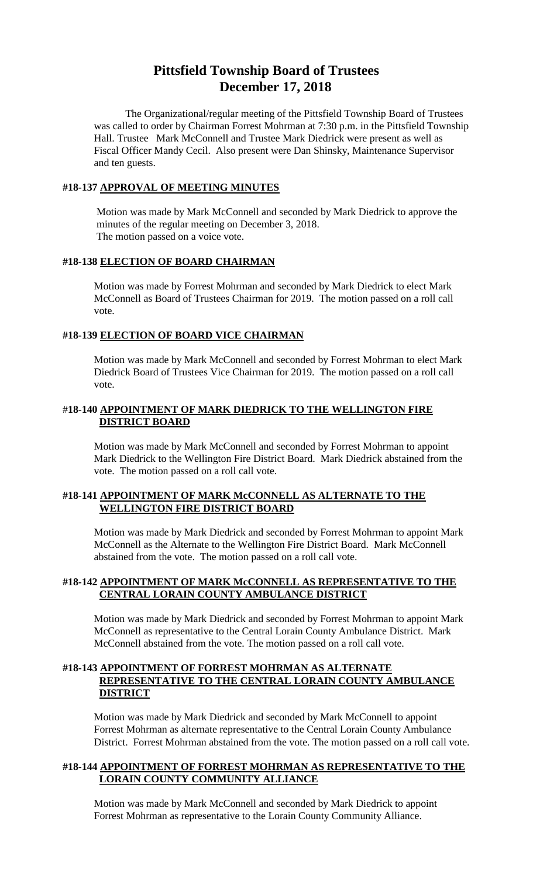# Pittsfield Township Board of Trustees
# December 17, 2018

The Organizational/regular meeting of the Pittsfield Township Board of Trustees was called to order by Chairman Forrest Mohrman at 7:30 p.m. in the Pittsfield Township Hall. Trustee Mark McConnell and Trustee Mark Diedrick were present as well as Fiscal Officer Mandy Cecil. Also present were Dan Shinsky, Maintenance Supervisor and ten guests.

### #18-137 APPROVAL OF MEETING MINUTES

Motion was made by Mark McConnell and seconded by Mark Diedrick to approve the minutes of the regular meeting on December 3, 2018.
The motion passed on a voice vote.

### #18-138 ELECTION OF BOARD CHAIRMAN

Motion was made by Forrest Mohrman and seconded by Mark Diedrick to elect Mark McConnell as Board of Trustees Chairman for 2019. The motion passed on a roll call vote.

### #18-139 ELECTION OF BOARD VICE CHAIRMAN

Motion was made by Mark McConnell and seconded by Forrest Mohrman to elect Mark Diedrick Board of Trustees Vice Chairman for 2019. The motion passed on a roll call vote.

### #18-140 APPOINTMENT OF MARK DIEDRICK TO THE WELLINGTON FIRE DISTRICT BOARD

Motion was made by Mark McConnell and seconded by Forrest Mohrman to appoint Mark Diedrick to the Wellington Fire District Board. Mark Diedrick abstained from the vote. The motion passed on a roll call vote.

### #18-141 APPOINTMENT OF MARK McCONNELL AS ALTERNATE TO THE WELLINGTON FIRE DISTRICT BOARD

Motion was made by Mark Diedrick and seconded by Forrest Mohrman to appoint Mark McConnell as the Alternate to the Wellington Fire District Board. Mark McConnell abstained from the vote. The motion passed on a roll call vote.

### #18-142 APPOINTMENT OF MARK McCONNELL AS REPRESENTATIVE TO THE CENTRAL LORAIN COUNTY AMBULANCE DISTRICT

Motion was made by Mark Diedrick and seconded by Forrest Mohrman to appoint Mark McConnell as representative to the Central Lorain County Ambulance District. Mark McConnell abstained from the vote. The motion passed on a roll call vote.

### #18-143 APPOINTMENT OF FORREST MOHRMAN AS ALTERNATE REPRESENTATIVE TO THE CENTRAL LORAIN COUNTY AMBULANCE DISTRICT

Motion was made by Mark Diedrick and seconded by Mark McConnell to appoint Forrest Mohrman as alternate representative to the Central Lorain County Ambulance District. Forrest Mohrman abstained from the vote. The motion passed on a roll call vote.

### #18-144 APPOINTMENT OF FORREST MOHRMAN AS REPRESENTATIVE TO THE LORAIN COUNTY COMMUNITY ALLIANCE

Motion was made by Mark McConnell and seconded by Mark Diedrick to appoint Forrest Mohrman as representative to the Lorain County Community Alliance.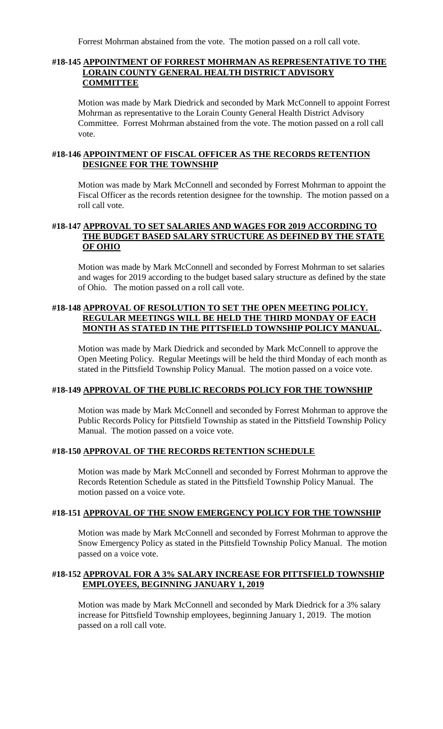Forrest Mohrman abstained from the vote. The motion passed on a roll call vote.

### #18-145 **APPOINTMENT OF FORREST MOHRMAN AS REPRESENTATIVE TO THE LORAIN COUNTY GENERAL HEALTH DISTRICT ADVISORY COMMITTEE**

Motion was made by Mark Diedrick and seconded by Mark McConnell to appoint Forrest Mohrman as representative to the Lorain County General Health District Advisory Committee. Forrest Mohrman abstained from the vote. The motion passed on a roll call vote.

### #18-146 **APPOINTMENT OF FISCAL OFFICER AS THE RECORDS RETENTION DESIGNEE FOR THE TOWNSHIP**

Motion was made by Mark McConnell and seconded by Forrest Mohrman to appoint the Fiscal Officer as the records retention designee for the township. The motion passed on a roll call vote.

### #18-147 **APPROVAL TO SET SALARIES AND WAGES FOR 2019 ACCORDING TO THE BUDGET BASED SALARY STRUCTURE AS DEFINED BY THE STATE OF OHIO**

Motion was made by Mark McConnell and seconded by Forrest Mohrman to set salaries and wages for 2019 according to the budget based salary structure as defined by the state of Ohio. The motion passed on a roll call vote.

### #18-148 **APPROVAL OF RESOLUTION TO SET THE OPEN MEETING POLICY. REGULAR MEETINGS WILL BE HELD THE THIRD MONDAY OF EACH MONTH AS STATED IN THE PITTSFIELD TOWNSHIP POLICY MANUAL.**

Motion was made by Mark Diedrick and seconded by Mark McConnell to approve the Open Meeting Policy. Regular Meetings will be held the third Monday of each month as stated in the Pittsfield Township Policy Manual. The motion passed on a voice vote.

### #18-149 **APPROVAL OF THE PUBLIC RECORDS POLICY FOR THE TOWNSHIP**

Motion was made by Mark McConnell and seconded by Forrest Mohrman to approve the Public Records Policy for Pittsfield Township as stated in the Pittsfield Township Policy Manual. The motion passed on a voice vote.

### #18-150 **APPROVAL OF THE RECORDS RETENTION SCHEDULE**

Motion was made by Mark McConnell and seconded by Forrest Mohrman to approve the Records Retention Schedule as stated in the Pittsfield Township Policy Manual. The motion passed on a voice vote.

### #18-151 **APPROVAL OF THE SNOW EMERGENCY POLICY FOR THE TOWNSHIP**

Motion was made by Mark McConnell and seconded by Forrest Mohrman to approve the Snow Emergency Policy as stated in the Pittsfield Township Policy Manual. The motion passed on a voice vote.

### #18-152 **APPROVAL FOR A 3% SALARY INCREASE FOR PITTSFIELD TOWNSHIP EMPLOYEES, BEGINNING JANUARY 1, 2019**

Motion was made by Mark McConnell and seconded by Mark Diedrick for a 3% salary increase for Pittsfield Township employees, beginning January 1, 2019. The motion passed on a roll call vote.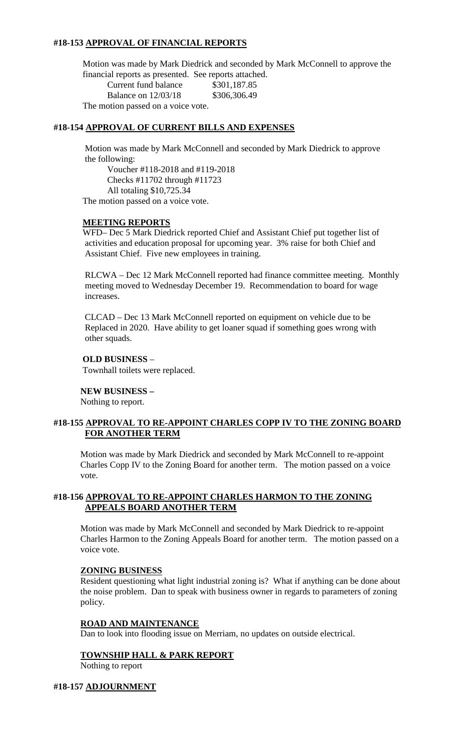## #18-153 APPROVAL OF FINANCIAL REPORTS

Motion was made by Mark Diedrick and seconded by Mark McConnell to approve the financial reports as presented. See reports attached.

Current fund balance $301,187.85
Balance on 12/03/18 $306,306.49

The motion passed on a voice vote.

## #18-154 APPROVAL OF CURRENT BILLS AND EXPENSES

Motion was made by Mark McConnell and seconded by Mark Diedrick to approve the following:

Voucher #118-2018 and #119-2018
Checks #11702 through #11723
All totaling $10,725.34

The motion passed on a voice vote.

### MEETING REPORTS

WFD– Dec 5 Mark Diedrick reported Chief and Assistant Chief put together list of activities and education proposal for upcoming year. 3% raise for both Chief and Assistant Chief. Five new employees in training.

RLCWA – Dec 12 Mark McConnell reported had finance committee meeting. Monthly meeting moved to Wednesday December 19. Recommendation to board for wage increases.

CLCAD – Dec 13 Mark McConnell reported on equipment on vehicle due to be Replaced in 2020. Have ability to get loaner squad if something goes wrong with other squads.

**OLD BUSINESS** –
Townhall toilets were replaced.

**NEW BUSINESS –**
Nothing to report.

## #18-155 APPROVAL TO RE-APPOINT CHARLES COPP IV TO THE ZONING BOARD FOR ANOTHER TERM

Motion was made by Mark Diedrick and seconded by Mark McConnell to re-appoint Charles Copp IV to the Zoning Board for another term. The motion passed on a voice vote.

## #18-156 APPROVAL TO RE-APPOINT CHARLES HARMON TO THE ZONING APPEALS BOARD ANOTHER TERM

Motion was made by Mark McConnell and seconded by Mark Diedrick to re-appoint Charles Harmon to the Zoning Appeals Board for another term. The motion passed on a voice vote.

### ZONING BUSINESS

Resident questioning what light industrial zoning is? What if anything can be done about the noise problem. Dan to speak with business owner in regards to parameters of zoning policy.

### ROAD AND MAINTENANCE

Dan to look into flooding issue on Merriam, no updates on outside electrical.

### TOWNSHIP HALL & PARK REPORT

Nothing to report

## #18-157 ADJOURNMENT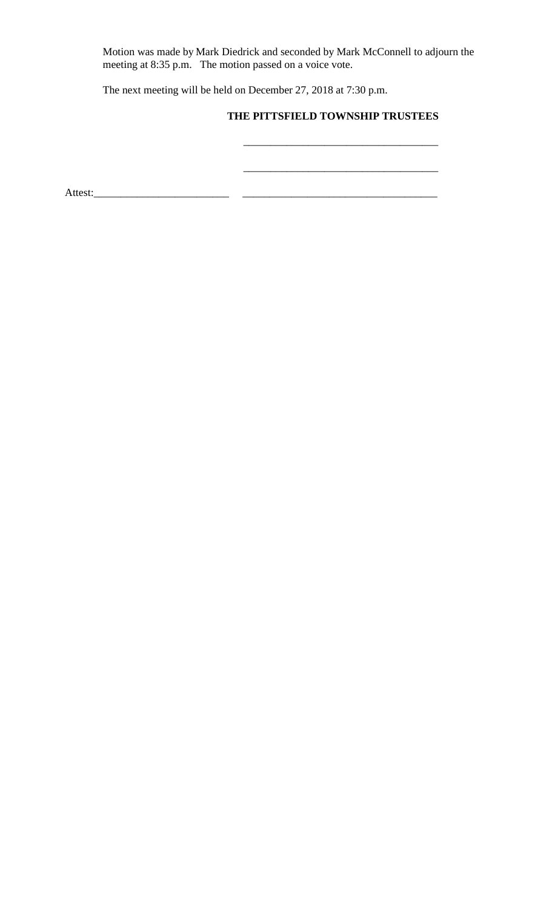Motion was made by Mark Diedrick and seconded by Mark McConnell to adjourn the meeting at 8:35 p.m. The motion passed on a voice vote.

The next meeting will be held on December 27, 2018 at 7:30 p.m.

**THE PITTSFIELD TOWNSHIP TRUSTEES**

\_\_\_\_\_\_\_\_\_\_\_\_\_\_\_\_\_\_\_\_\_\_\_\_\_\_\_\_\_\_\_\_\_\_\_\_

\_\_\_\_\_\_\_\_\_\_\_\_\_\_\_\_\_\_\_\_\_\_\_\_\_\_\_\_\_\_\_\_\_\_\_\_

Attest:\_\_\_\_\_\_\_\_\_\_\_\_\_\_\_\_\_\_\_\_\_\_\_\_\_\_ \_\_\_\_\_\_\_\_\_\_\_\_\_\_\_\_\_\_\_\_\_\_\_\_\_\_\_\_\_\_\_\_\_\_\_\_